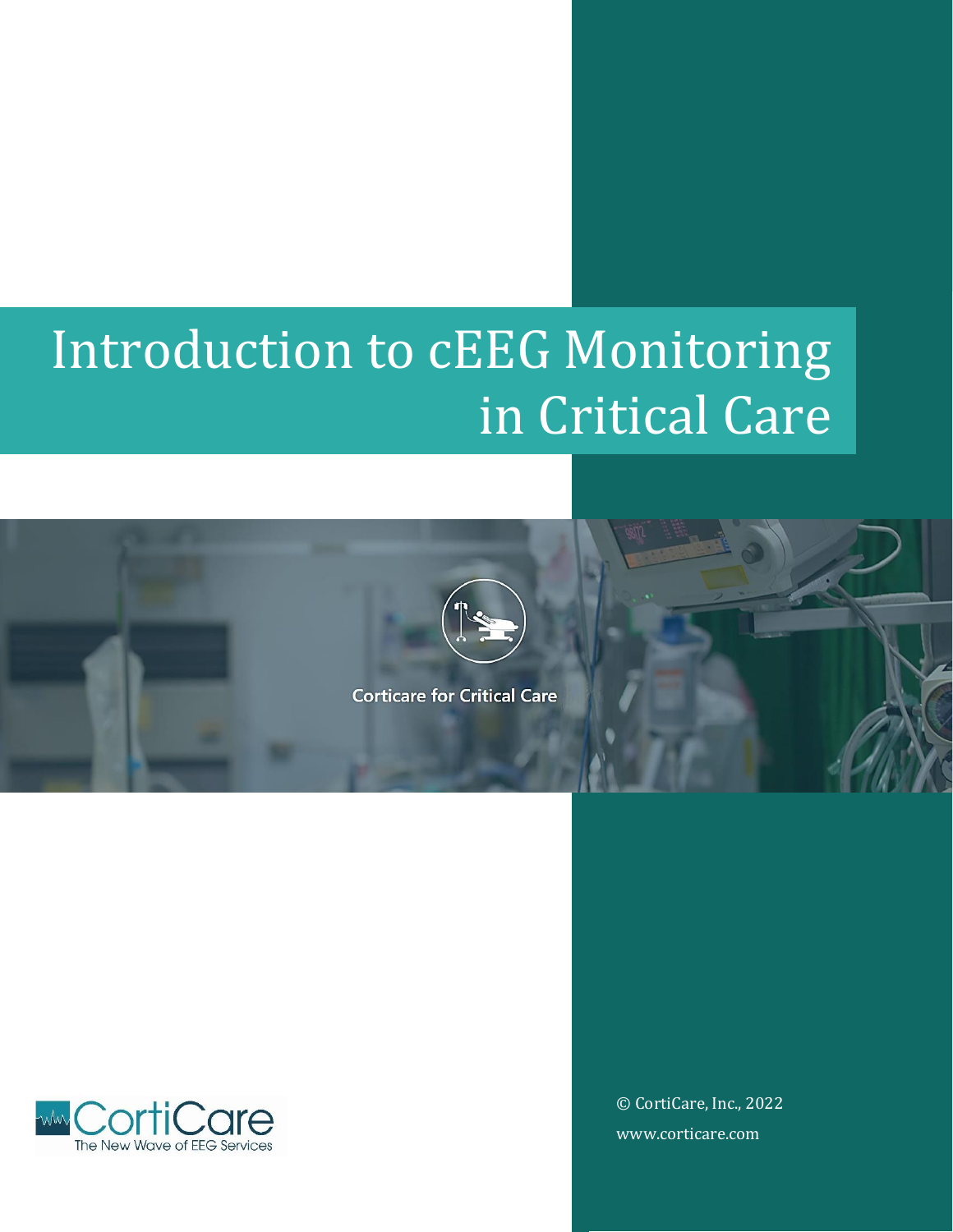# Introduction to cEEG Monitoring in Critical Care

Corticare for Critical Care

CortiCare
The New Wave of EEG Services

© CortiCare, Inc., 2022

www.corticare.com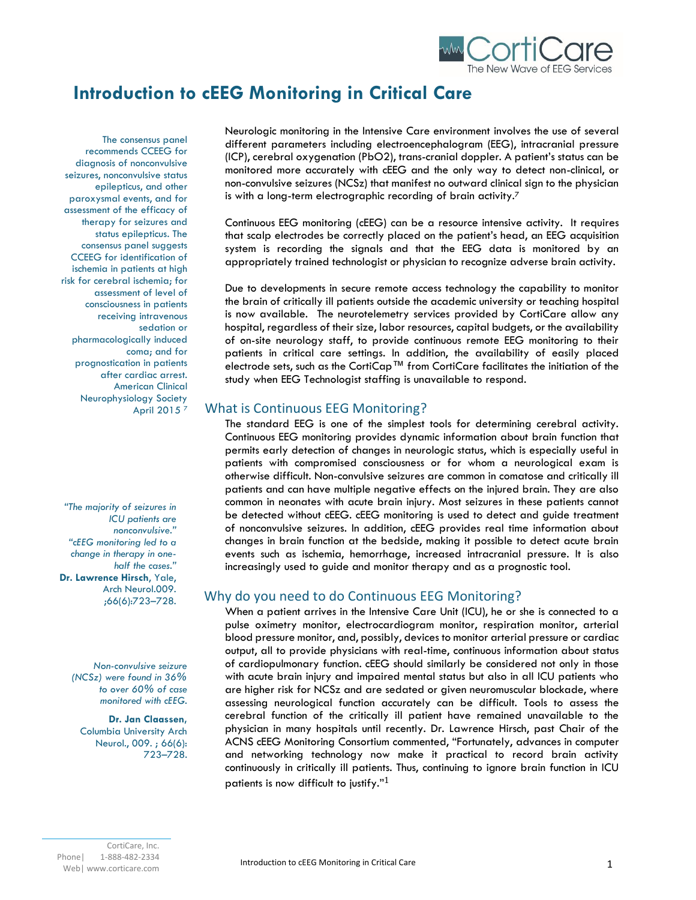# Introduction to cEEG Monitoring in Critical Care

Neurologic monitoring in the Intensive Care environment involves the use of several different parameters including electroencephalogram (EEG), intracranial pressure (ICP), cerebral oxygenation (PbO2), trans-cranial doppler. A patient's status can be monitored more accurately with cEEG and the only way to detect non-clinical, or non-convulsive seizures (NCSz) that manifest no outward clinical sign to the physician is with a long-term electrographic recording of brain activity.[7]

Continuous EEG monitoring (cEEG) can be a resource intensive activity. It requires that scalp electrodes be correctly placed on the patient's head, an EEG acquisition system is recording the signals and that the EEG data is monitored by an appropriately trained technologist or physician to recognize adverse brain activity.

Due to developments in secure remote access technology the capability to monitor the brain of critically ill patients outside the academic university or teaching hospital is now available. The neurotelemetry services provided by CortiCare allow any hospital, regardless of their size, labor resources, capital budgets, or the availability of on-site neurology staff, to provide continuous remote EEG monitoring to their patients in critical care settings. In addition, the availability of easily placed electrode sets, such as the CortiCap™ from CortiCare facilitates the initiation of the study when EEG Technologist staffing is unavailable to respond.

The consensus panel recommends CCEEG for diagnosis of nonconvulsive seizures, nonconvulsive status epilepticus, and other paroxysmal events, and for assessment of the efficacy of therapy for seizures and status epilepticus. The consensus panel suggests CCEEG for identification of ischemia in patients at high risk for cerebral ischemia; for assessment of level of consciousness in patients receiving intravenous sedation or pharmacologically induced coma; and for prognostication in patients after cardiac arrest. American Clinical Neurophysiology Society April 2015 [7]

## What is Continuous EEG Monitoring?

The standard EEG is one of the simplest tools for determining cerebral activity. Continuous EEG monitoring provides dynamic information about brain function that permits early detection of changes in neurologic status, which is especially useful in patients with compromised consciousness or for whom a neurological exam is otherwise difficult. Non-convulsive seizures are common in comatose and critically ill patients and can have multiple negative effects on the injured brain. They are also common in neonates with acute brain injury. Most seizures in these patients cannot be detected without cEEG. cEEG monitoring is used to detect and guide treatment of nonconvulsive seizures. In addition, cEEG provides real time information about changes in brain function at the bedside, making it possible to detect acute brain events such as ischemia, hemorrhage, increased intracranial pressure. It is also increasingly used to guide and monitor therapy and as a prognostic tool.

*"The majority of seizures in ICU patients are nonconvulsive."*
*"cEEG monitoring led to a change in therapy in one-half the cases."*
**Dr. Lawrence Hirsch**, Yale, Arch Neurol.009. ;66(6):723–728.

## Why do you need to do Continuous EEG Monitoring?

When a patient arrives in the Intensive Care Unit (ICU), he or she is connected to a pulse oximetry monitor, electrocardiogram monitor, respiration monitor, arterial blood pressure monitor, and, possibly, devices to monitor arterial pressure or cardiac output, all to provide physicians with real-time, continuous information about status of cardiopulmonary function. cEEG should similarly be considered not only in those with acute brain injury and impaired mental status but also in all ICU patients who are higher risk for NCSz and are sedated or given neuromuscular blockade, where assessing neurological function accurately can be difficult. Tools to assess the cerebral function of the critically ill patient have remained unavailable to the physician in many hospitals until recently. Dr. Lawrence Hirsch, past Chair of the ACNS cEEG Monitoring Consortium commented, "Fortunately, advances in computer and networking technology now make it practical to record brain activity continuously in critically ill patients. Thus, continuing to ignore brain function in ICU patients is now difficult to justify."[1]

*Non-convulsive seizure (NCSz) were found in 36% to over 60% of case monitored with cEEG.*

**Dr. Jan Claassen,** Columbia University Arch Neurol., 009. ; 66(6): 723–728.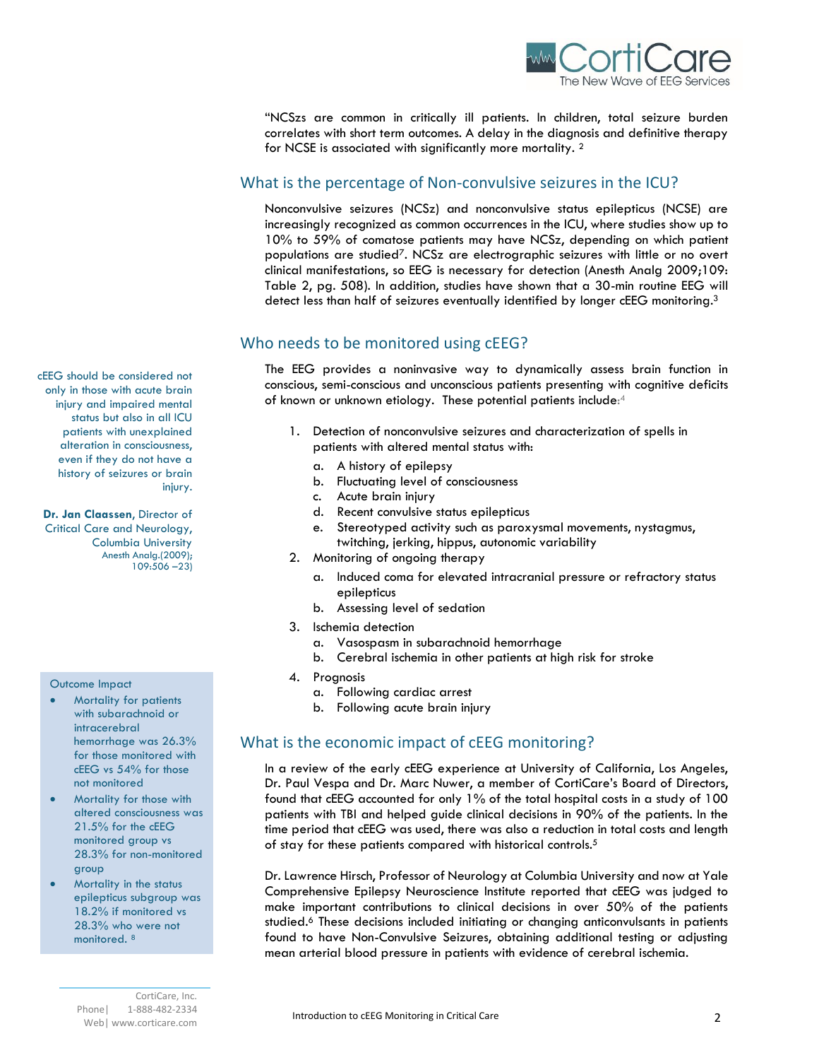"NCSzs are common in critically ill patients. In children, total seizure burden correlates with short term outcomes. A delay in the diagnosis and definitive therapy for NCSE is associated with significantly more mortality. [2]

## What is the percentage of Non-convulsive seizures in the ICU?

Nonconvulsive seizures (NCSz) and nonconvulsive status epilepticus (NCSE) are increasingly recognized as common occurrences in the ICU, where studies show up to 10% to 59% of comatose patients may have NCSz, depending on which patient populations are studied[7]. NCSz are electrographic seizures with little or no overt clinical manifestations, so EEG is necessary for detection (Anesth Analg 2009;109: Table 2, pg. 508). In addition, studies have shown that a 30-min routine EEG will detect less than half of seizures eventually identified by longer cEEG monitoring.[3]

## Who needs to be monitored using cEEG?

cEEG should be considered not only in those with acute brain injury and impaired mental status but also in all ICU patients with unexplained alteration in consciousness, even if they do not have a history of seizures or brain injury.

**Dr. Jan Claassen**, Director of Critical Care and Neurology, Columbia University
Anesth Analg.(2009); 109:506 –23)

The EEG provides a noninvasive way to dynamically assess brain function in conscious, semi-conscious and unconscious patients presenting with cognitive deficits of known or unknown etiology. These potential patients include:[4]

1. Detection of nonconvulsive seizures and characterization of spells in patients with altered mental status with:
   a. A history of epilepsy
   b. Fluctuating level of consciousness
   c. Acute brain injury
   d. Recent convulsive status epilepticus
   e. Stereotyped activity such as paroxysmal movements, nystagmus, twitching, jerking, hippus, autonomic variability
2. Monitoring of ongoing therapy
   a. Induced coma for elevated intracranial pressure or refractory status epilepticus
   b. Assessing level of sedation
3. Ischemia detection
   a. Vasospasm in subarachnoid hemorrhage
   b. Cerebral ischemia in other patients at high risk for stroke
4. Prognosis
   a. Following cardiac arrest
   b. Following acute brain injury

Outcome Impact

- Mortality for patients with subarachnoid or intracerebral hemorrhage was 26.3% for those monitored with cEEG vs 54% for those not monitored
- Mortality for those with altered consciousness was 21.5% for the cEEG monitored group vs 28.3% for non-monitored group
- Mortality in the status epilepticus subgroup was 18.2% if monitored vs 28.3% who were not monitored. [8]

## What is the economic impact of cEEG monitoring?

In a review of the early cEEG experience at University of California, Los Angeles, Dr. Paul Vespa and Dr. Marc Nuwer, a member of CortiCare's Board of Directors, found that cEEG accounted for only 1% of the total hospital costs in a study of 100 patients with TBI and helped guide clinical decisions in 90% of the patients. In the time period that cEEG was used, there was also a reduction in total costs and length of stay for these patients compared with historical controls.[5]

Dr. Lawrence Hirsch, Professor of Neurology at Columbia University and now at Yale Comprehensive Epilepsy Neuroscience Institute reported that cEEG was judged to make important contributions to clinical decisions in over 50% of the patients studied.[6] These decisions included initiating or changing anticonvulsants in patients found to have Non-Convulsive Seizures, obtaining additional testing or adjusting mean arterial blood pressure in patients with evidence of cerebral ischemia.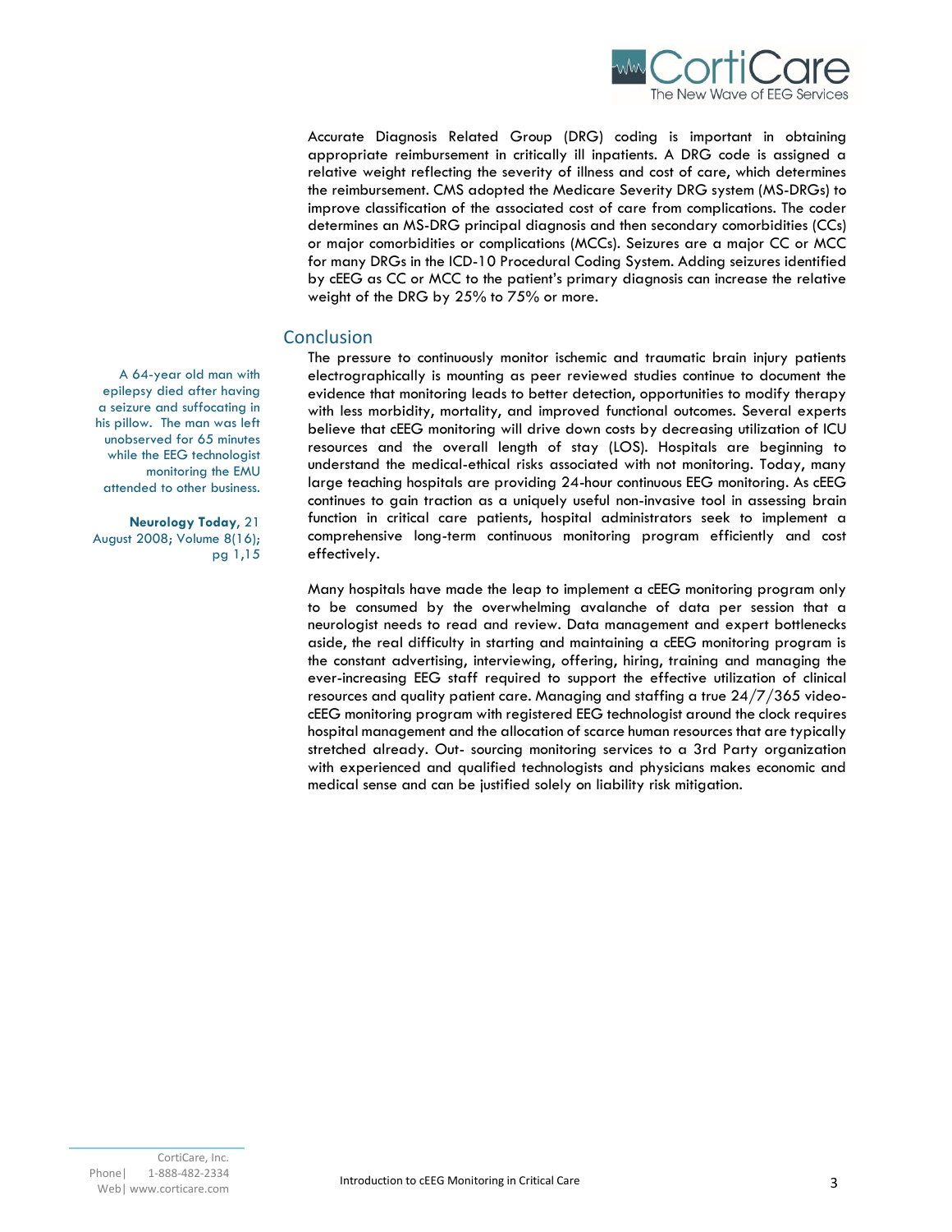Accurate Diagnosis Related Group (DRG) coding is important in obtaining appropriate reimbursement in critically ill inpatients. A DRG code is assigned a relative weight reflecting the severity of illness and cost of care, which determines the reimbursement. CMS adopted the Medicare Severity DRG system (MS-DRGs) to improve classification of the associated cost of care from complications. The coder determines an MS-DRG principal diagnosis and then secondary comorbidities (CCs) or major comorbidities or complications (MCCs). Seizures are a major CC or MCC for many DRGs in the ICD-10 Procedural Coding System. Adding seizures identified by cEEG as CC or MCC to the patient's primary diagnosis can increase the relative weight of the DRG by 25% to 75% or more.

## Conclusion

The pressure to continuously monitor ischemic and traumatic brain injury patients electrographically is mounting as peer reviewed studies continue to document the evidence that monitoring leads to better detection, opportunities to modify therapy with less morbidity, mortality, and improved functional outcomes. Several experts believe that cEEG monitoring will drive down costs by decreasing utilization of ICU resources and the overall length of stay (LOS). Hospitals are beginning to understand the medical-ethical risks associated with not monitoring. Today, many large teaching hospitals are providing 24-hour continuous EEG monitoring. As cEEG continues to gain traction as a uniquely useful non-invasive tool in assessing brain function in critical care patients, hospital administrators seek to implement a comprehensive long-term continuous monitoring program efficiently and cost effectively.

> A 64-year old man with epilepsy died after having a seizure and suffocating in his pillow. The man was left unobserved for 65 minutes while the EEG technologist monitoring the EMU attended to other business.
>
> **Neurology Today**, 21 August 2008; Volume 8(16); pg 1,15

Many hospitals have made the leap to implement a cEEG monitoring program only to be consumed by the overwhelming avalanche of data per session that a neurologist needs to read and review. Data management and expert bottlenecks aside, the real difficulty in starting and maintaining a cEEG monitoring program is the constant advertising, interviewing, offering, hiring, training and managing the ever-increasing EEG staff required to support the effective utilization of clinical resources and quality patient care. Managing and staffing a true 24/7/365 video-cEEG monitoring program with registered EEG technologist around the clock requires hospital management and the allocation of scarce human resources that are typically stretched already. Out- sourcing monitoring services to a 3rd Party organization with experienced and qualified technologists and physicians makes economic and medical sense and can be justified solely on liability risk mitigation.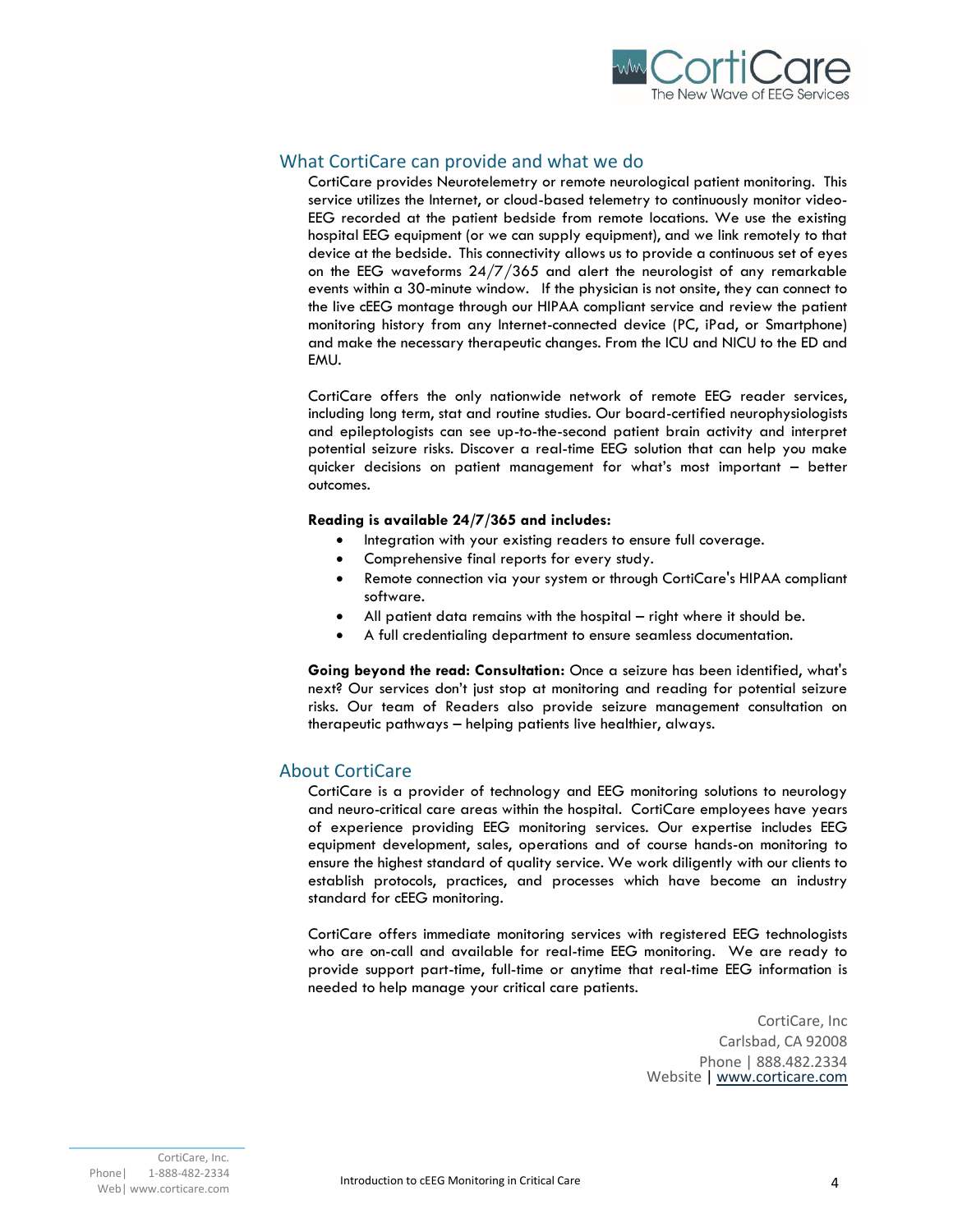## What CortiCare can provide and what we do

CortiCare provides Neurotelemetry or remote neurological patient monitoring. This service utilizes the Internet, or cloud-based telemetry to continuously monitor video-EEG recorded at the patient bedside from remote locations. We use the existing hospital EEG equipment (or we can supply equipment), and we link remotely to that device at the bedside. This connectivity allows us to provide a continuous set of eyes on the EEG waveforms 24/7/365 and alert the neurologist of any remarkable events within a 30-minute window. If the physician is not onsite, they can connect to the live cEEG montage through our HIPAA compliant service and review the patient monitoring history from any Internet-connected device (PC, iPad, or Smartphone) and make the necessary therapeutic changes. From the ICU and NICU to the ED and EMU.

CortiCare offers the only nationwide network of remote EEG reader services, including long term, stat and routine studies. Our board-certified neurophysiologists and epileptologists can see up-to-the-second patient brain activity and interpret potential seizure risks. Discover a real-time EEG solution that can help you make quicker decisions on patient management for what's most important – better outcomes.

**Reading is available 24/7/365 and includes:**

- Integration with your existing readers to ensure full coverage.
- Comprehensive final reports for every study.
- Remote connection via your system or through CortiCare's HIPAA compliant software.
- All patient data remains with the hospital – right where it should be.
- A full credentialing department to ensure seamless documentation.

**Going beyond the read: Consultation:** Once a seizure has been identified, what's next? Our services don't just stop at monitoring and reading for potential seizure risks. Our team of Readers also provide seizure management consultation on therapeutic pathways – helping patients live healthier, always.

## About CortiCare

CortiCare is a provider of technology and EEG monitoring solutions to neurology and neuro-critical care areas within the hospital. CortiCare employees have years of experience providing EEG monitoring services. Our expertise includes EEG equipment development, sales, operations and of course hands-on monitoring to ensure the highest standard of quality service. We work diligently with our clients to establish protocols, practices, and processes which have become an industry standard for cEEG monitoring.

CortiCare offers immediate monitoring services with registered EEG technologists who are on-call and available for real-time EEG monitoring. We are ready to provide support part-time, full-time or anytime that real-time EEG information is needed to help manage your critical care patients.

CortiCare, Inc
Carlsbad, CA 92008
Phone | 888.482.2334
Website | www.corticare.com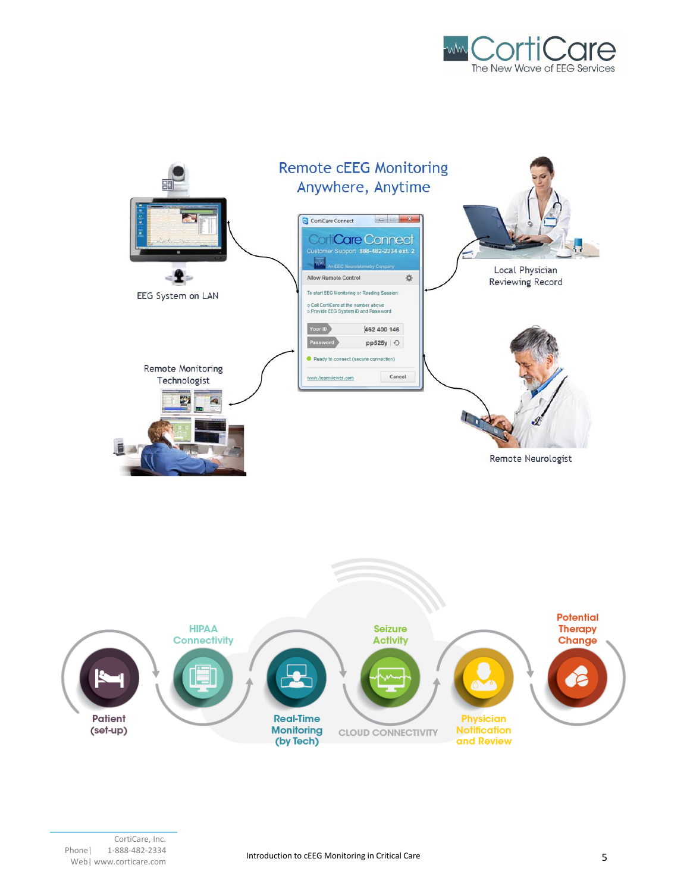# Remote cEEG Monitoring Anywhere, Anytime

EEG System on LAN

Local Physician Reviewing Record

Remote Monitoring Technologist

Remote Neurologist

CortiCare Connect

Customer Support 888-482-2334 ext. 2

Allow Remote Control

To start EEG Monitoring or Reading Session:

- Call CortiCare at the number above
- Provide EEG System ID and Password

Your ID: 462 400 146

Password: pp525y

Ready to connect (secure connection)

www.teamviewer.com

Cancel

Patient (set-up) → HIPAA Connectivity → Real-Time Monitoring (by Tech) → Seizure Activity → Physician Notification and Review → Potential Therapy Change

CLOUD CONNECTIVITY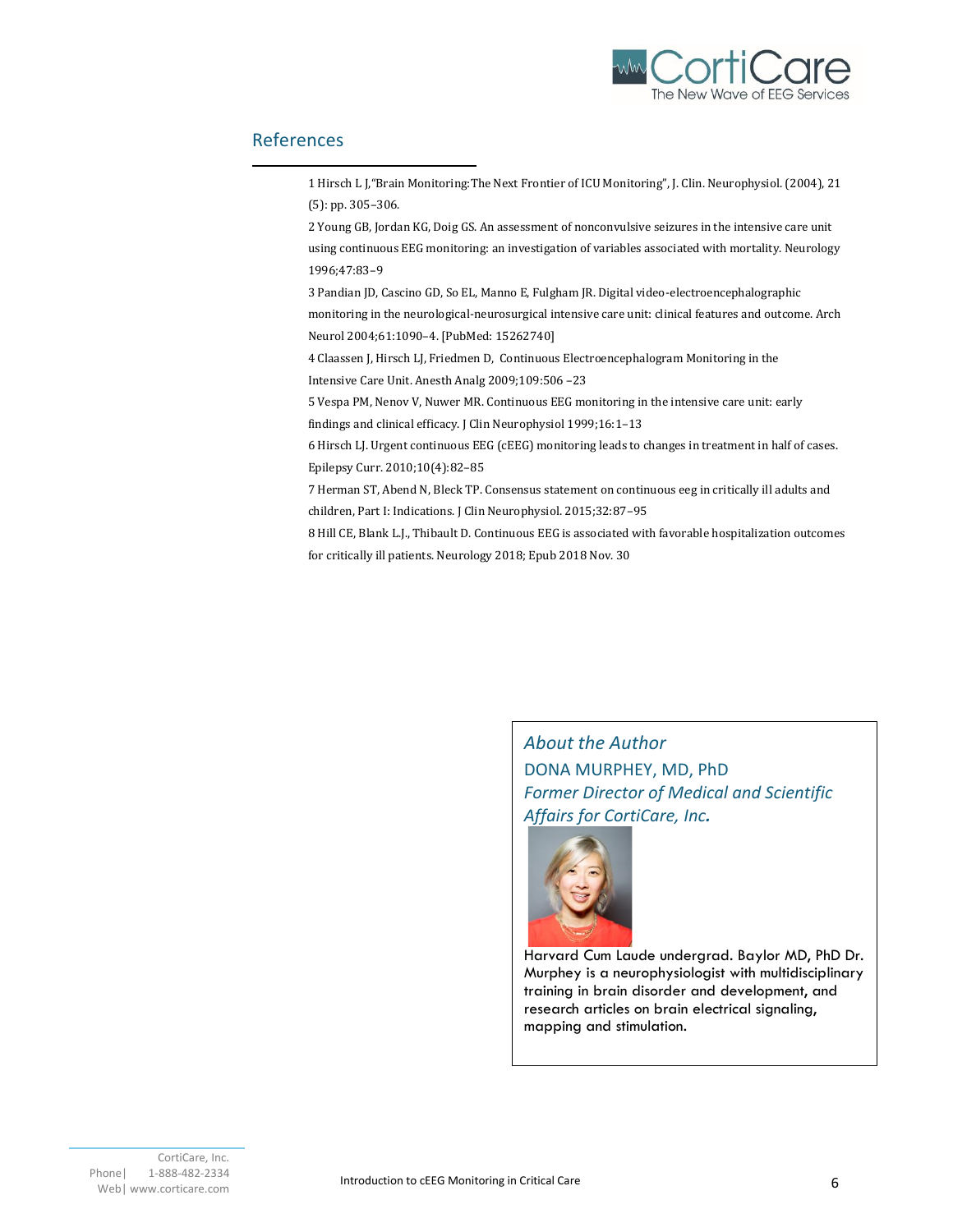## References

1 Hirsch L J,"Brain Monitoring:The Next Frontier of ICU Monitoring", J. Clin. Neurophysiol. (2004), 21 (5): pp. 305–306.

2 Young GB, Jordan KG, Doig GS. An assessment of nonconvulsive seizures in the intensive care unit using continuous EEG monitoring: an investigation of variables associated with mortality. Neurology 1996;47:83–9

3 Pandian JD, Cascino GD, So EL, Manno E, Fulgham JR. Digital video-electroencephalographic monitoring in the neurological-neurosurgical intensive care unit: clinical features and outcome. Arch Neurol 2004;61:1090–4. [PubMed: 15262740]

4 Claassen J, Hirsch LJ, Friedmen D, Continuous Electroencephalogram Monitoring in the Intensive Care Unit. Anesth Analg 2009;109:506 –23

5 Vespa PM, Nenov V, Nuwer MR. Continuous EEG monitoring in the intensive care unit: early findings and clinical efficacy. J Clin Neurophysiol 1999;16:1–13

6 Hirsch LJ. Urgent continuous EEG (cEEG) monitoring leads to changes in treatment in half of cases. Epilepsy Curr. 2010;10(4):82–85

7 Herman ST, Abend N, Bleck TP. Consensus statement on continuous eeg in critically ill adults and children, Part I: Indications. J Clin Neurophysiol. 2015;32:87–95

8 Hill CE, Blank L.J., Thibault D. Continuous EEG is associated with favorable hospitalization outcomes for critically ill patients. Neurology 2018; Epub 2018 Nov. 30

### *About the Author*

DONA MURPHEY, MD, PhD

*Former Director of Medical and Scientific Affairs for CortiCare, Inc.*

Harvard Cum Laude undergrad. Baylor MD, PhD Dr. Murphey is a neurophysiologist with multidisciplinary training in brain disorder and development, and research articles on brain electrical signaling, mapping and stimulation.

CortiCare, Inc.
Phone| 1-888-482-2334
Web| www.corticare.com